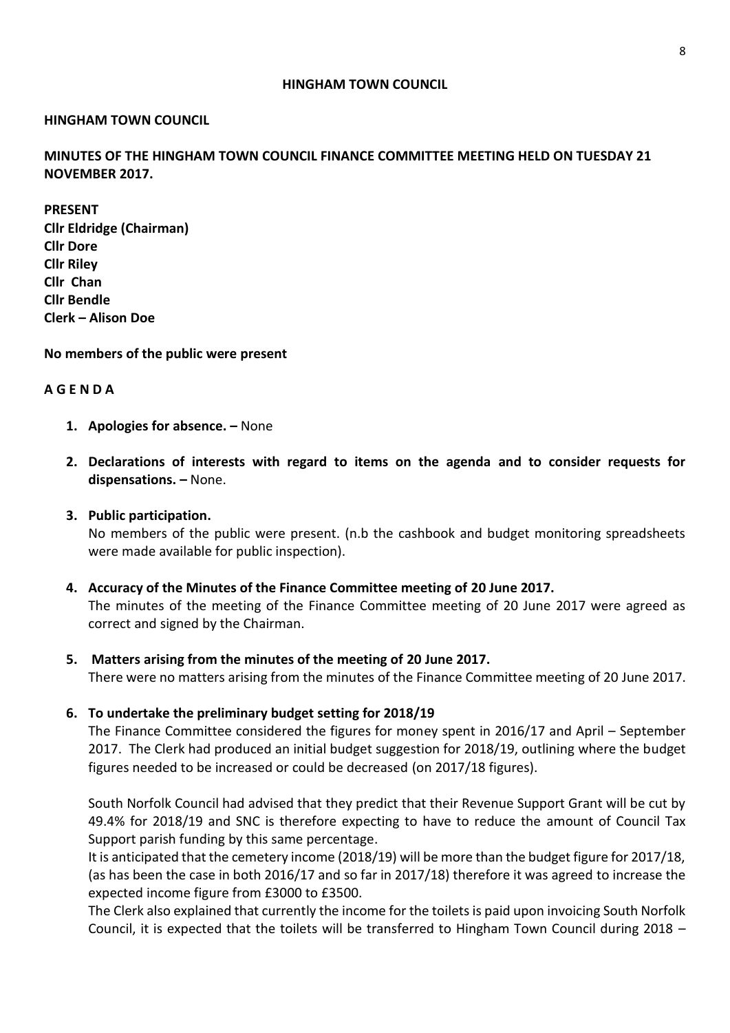**HINGHAM TOWN COUNCIL**

**HINGHAM TOWN COUNCIL**

**MINUTES OF THE HINGHAM TOWN COUNCIL FINANCE COMMITTEE MEETING HELD ON TUESDAY 21 NOVEMBER 2017.**

**PRESENT**
**Cllr Eldridge (Chairman)**
**Cllr Dore**
**Cllr Riley**
**Cllr Chan**
**Cllr Bendle**
**Clerk – Alison Doe**

**No members of the public were present**

**A G E N D A**

1. **Apologies for absence. –** None

2. **Declarations of interests with regard to items on the agenda and to consider requests for dispensations. –** None.

3. **Public participation.**
   No members of the public were present. (n.b the cashbook and budget monitoring spreadsheets were made available for public inspection).

4. **Accuracy of the Minutes of the Finance Committee meeting of 20 June 2017.**
   The minutes of the meeting of the Finance Committee meeting of 20 June 2017 were agreed as correct and signed by the Chairman.

5. **Matters arising from the minutes of the meeting of 20 June 2017.**
   There were no matters arising from the minutes of the Finance Committee meeting of 20 June 2017.

6. **To undertake the preliminary budget setting for 2018/19**
   The Finance Committee considered the figures for money spent in 2016/17 and April – September 2017. The Clerk had produced an initial budget suggestion for 2018/19, outlining where the budget figures needed to be increased or could be decreased (on 2017/18 figures).

   South Norfolk Council had advised that they predict that their Revenue Support Grant will be cut by 49.4% for 2018/19 and SNC is therefore expecting to have to reduce the amount of Council Tax Support parish funding by this same percentage.
   It is anticipated that the cemetery income (2018/19) will be more than the budget figure for 2017/18, (as has been the case in both 2016/17 and so far in 2017/18) therefore it was agreed to increase the expected income figure from £3000 to £3500.
   The Clerk also explained that currently the income for the toilets is paid upon invoicing South Norfolk Council, it is expected that the toilets will be transferred to Hingham Town Council during 2018 –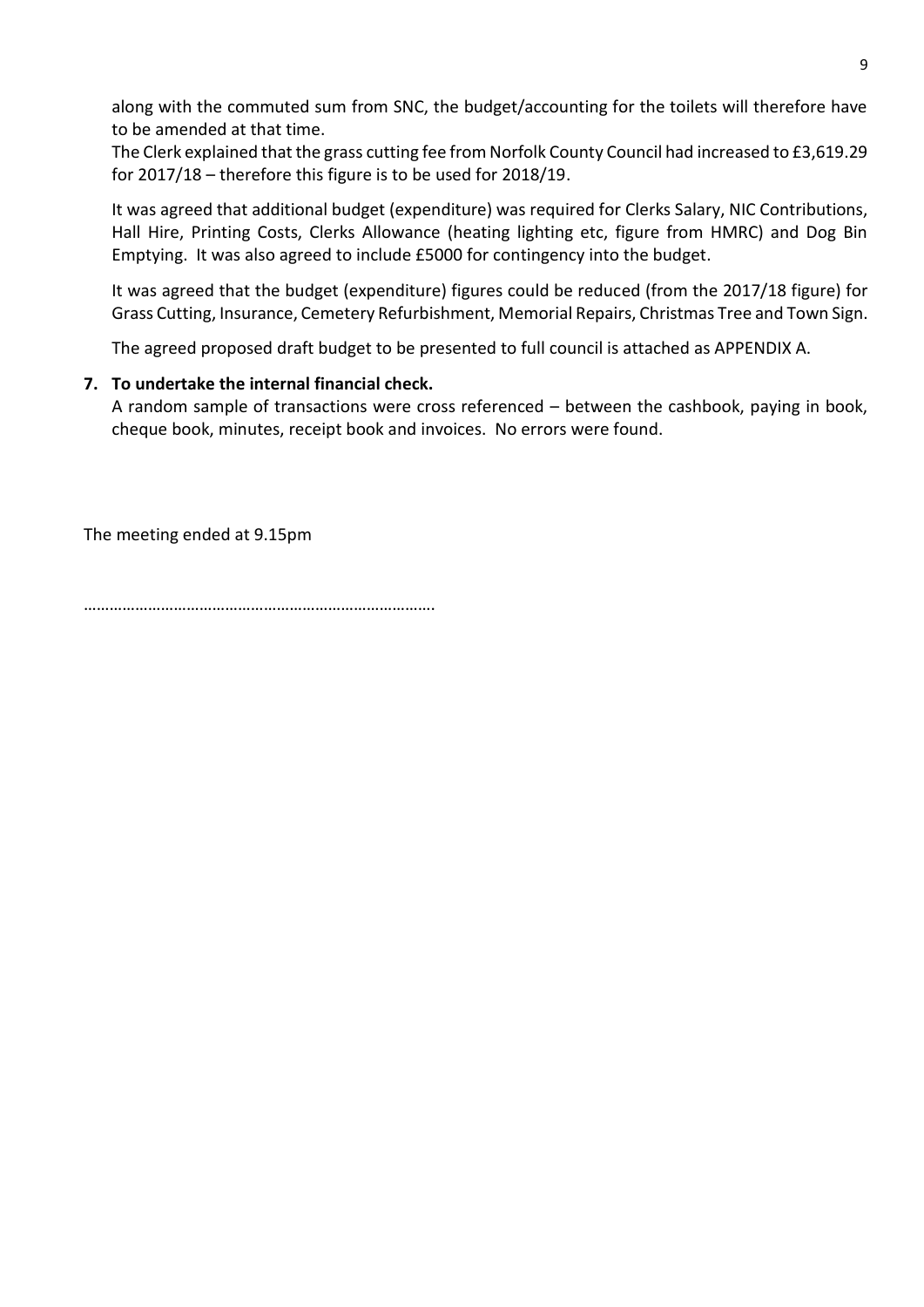along with the commuted sum from SNC, the budget/accounting for the toilets will therefore have to be amended at that time.

The Clerk explained that the grass cutting fee from Norfolk County Council had increased to £3,619.29 for 2017/18 – therefore this figure is to be used for 2018/19.

It was agreed that additional budget (expenditure) was required for Clerks Salary, NIC Contributions, Hall Hire, Printing Costs, Clerks Allowance (heating lighting etc, figure from HMRC) and Dog Bin Emptying. It was also agreed to include £5000 for contingency into the budget.

It was agreed that the budget (expenditure) figures could be reduced (from the 2017/18 figure) for Grass Cutting, Insurance, Cemetery Refurbishment, Memorial Repairs, Christmas Tree and Town Sign.

The agreed proposed draft budget to be presented to full council is attached as APPENDIX A.

**7. To undertake the internal financial check.**

A random sample of transactions were cross referenced – between the cashbook, paying in book, cheque book, minutes, receipt book and invoices. No errors were found.

The meeting ended at 9.15pm

…………………………………………………………………….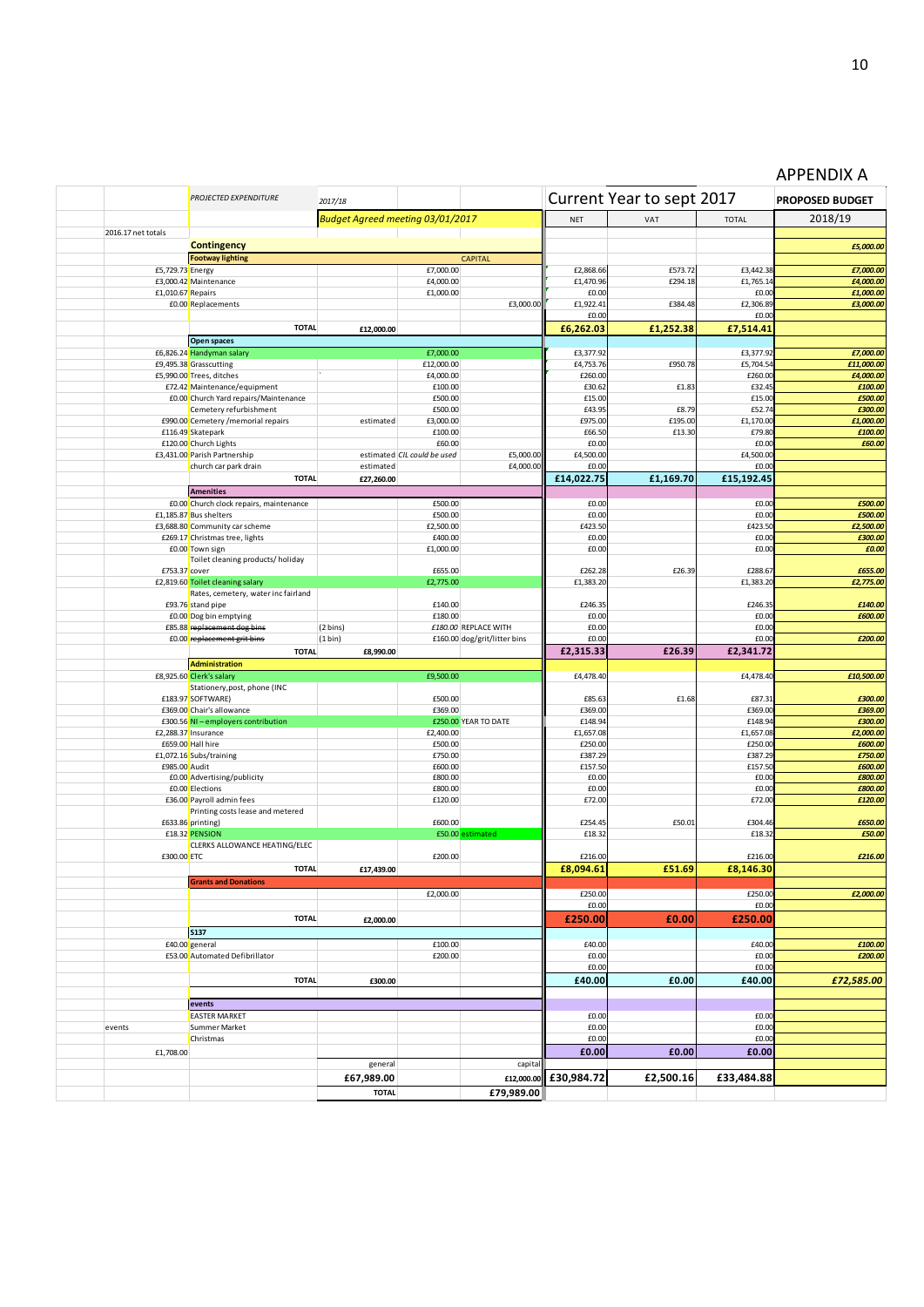# APPENDIX A

| 2016.17 net totals | PROJECTED EXPENDITURE | 2017/18 | | | Current Year to sept 2017 | | | PROPOSED BUDGET |
|---|---|---|---|---|---|---|---|---|
| | | Budget Agreed meeting 03/01/2017 | | | NET | VAT | TOTAL | 2018/19 |
| 2016.17 net totals | | | | | | | | |
| | **Contingency** | | | | | | | *£5,000.00* |
| | **Footway lighting** | | | CAPITAL | | | | |
| £5,729.73 | Energy | | £7,000.00 | | £2,868.66 | £573.72 | £3,442.38 | *£7,000.00* |
| £3,000.42 | Maintenance | | £4,000.00 | | £1,470.96 | £294.18 | £1,765.14 | *£4,000.00* |
| £1,010.67 | Repairs | | £1,000.00 | | £0.00 | | £0.00 | *£1,000.00* |
| £0.00 | Replacements | | | £3,000.00 | £1,922.41 | £384.48 | £2,306.89 | *£3,000.00* |
| | | | | | £0.00 | | £0.00 | |
| | TOTAL | £12,000.00 | | | **£6,262.03** | **£1,252.38** | **£7,514.41** | |
| | **Open spaces** | | | | | | | |
| £6,826.24 | Handyman salary | | £7,000.00 | | £3,377.92 | | £3,377.92 | *£7,000.00* |
| £9,495.38 | Grasscutting | | £12,000.00 | | £4,753.76 | £950.78 | £5,704.54 | *£11,000.00* |
| £5,990.00 | Trees, ditches | | £4,000.00 | | £260.00 | | £260.00 | *£4,000.00* |
| £72.42 | Maintenance/equipment | | £100.00 | | £30.62 | £1.83 | £32.45 | *£100.00* |
| £0.00 | Church Yard repairs/Maintenance | | £500.00 | | £15.00 | | £15.00 | *£500.00* |
| | Cemetery refurbishment | | £500.00 | | £43.95 | £8.79 | £52.74 | *£300.00* |
| £990.00 | Cemetery /memorial repairs | estimated | £3,000.00 | | £975.00 | £195.00 | £1,170.00 | *£1,000.00* |
| £116.49 | Skatepark | | £100.00 | | £66.50 | £13.30 | £79.80 | *£100.00* |
| £120.00 | Church Lights | | £60.00 | | £0.00 | | £0.00 | *£60.00* |
| £3,431.00 | Parish Partnership | estimated | *CIL could be used* | £5,000.00 | £4,500.00 | | £4,500.00 | |
| | church car park drain | estimated | | £4,000.00 | £0.00 | | £0.00 | |
| | TOTAL | £27,260.00 | | | **£14,022.75** | **£1,169.70** | **£15,192.45** | |
| | **Amenities** | | | | | | | |
| £0.00 | Church clock repairs, maintenance | | £500.00 | | £0.00 | | £0.00 | *£500.00* |
| £1,185.87 | Bus shelters | | £500.00 | | £0.00 | | £0.00 | *£500.00* |
| £3,688.80 | Community car scheme | | £2,500.00 | | £423.50 | | £423.50 | *£2,500.00* |
| £269.17 | Christmas tree, lights | | £400.00 | | £0.00 | | £0.00 | *£300.00* |
| £0.00 | Town sign | | £1,000.00 | | £0.00 | | £0.00 | *£0.00* |
| £753.37 | Toilet cleaning products/ holiday cover | | £655.00 | | £262.28 | £26.39 | £288.67 | *£655.00* |
| £2,819.60 | Toilet cleaning salary | | £2,775.00 | | £1,383.20 | | £1,383.20 | *£2,775.00* |
| £93.76 | Rates, cemetery, water inc fairland stand pipe | | £140.00 | | £246.35 | | £246.35 | *£140.00* |
| £0.00 | Dog bin emptying | | £180.00 | | £0.00 | | £0.00 | *£600.00* |
| £85.88 | ~~replacement dog bins~~ | (2 bins) | *£180.00* | REPLACE WITH | £0.00 | | £0.00 | |
| £0.00 | ~~replacement grit bins~~ | (1 bin) | £160.00 | dog/grit/litter bins | £0.00 | | £0.00 | *£200.00* |
| | TOTAL | £8,990.00 | | | **£2,315.33** | **£26.39** | **£2,341.72** | |
| | **Administration** | | | | | | | |
| £8,925.60 | Clerk's salary | | £9,500.00 | | £4,478.40 | | £4,478.40 | *£10,500.00* |
| £183.97 | Stationery,post, phone (INC SOFTWARE) | | £500.00 | | £85.63 | £1.68 | £87.31 | *£300.00* |
| £369.00 | Chair's allowance | | £369.00 | | £369.00 | | £369.00 | *£369.00* |
| £300.56 | NI – employers contribution | | £250.00 | YEAR TO DATE | £148.94 | | £148.94 | *£300.00* |
| £2,288.37 | Insurance | | £2,400.00 | | £1,657.08 | | £1,657.08 | *£2,000.00* |
| £659.00 | Hall hire | | £500.00 | | £250.00 | | £250.00 | *£600.00* |
| £1,072.16 | Subs/training | | £750.00 | | £387.29 | | £387.29 | *£750.00* |
| £985.00 | Audit | | £600.00 | | £157.50 | | £157.50 | *£600.00* |
| £0.00 | Advertising/publicity | | £800.00 | | £0.00 | | £0.00 | *£800.00* |
| £0.00 | Elections | | £800.00 | | £0.00 | | £0.00 | *£800.00* |
| £36.00 | Payroll admin fees | | £120.00 | | £72.00 | | £72.00 | *£120.00* |
| £633.86 | Printing costs lease and metered printing) | | £600.00 | | £254.45 | £50.01 | £304.46 | *£650.00* |
| £18.32 | PENSION | | £50.00 | estimated | £18.32 | | £18.32 | *£50.00* |
| £300.00 | CLERKS ALLOWANCE HEATING/ELEC ETC | | £200.00 | | £216.00 | | £216.00 | *£216.00* |
| | TOTAL | £17,439.00 | | | **£8,094.61** | **£51.69** | **£8,146.30** | |
| | **Grants and Donations** | | | | | | | |
| | | | £2,000.00 | | £250.00 | | £250.00 | *£2,000.00* |
| | | | | | £0.00 | | £0.00 | |
| | TOTAL | £2,000.00 | | | **£250.00** | **£0.00** | **£250.00** | |
| | **S137** | | | | | | | |
| £40.00 | general | | £100.00 | | £40.00 | | £40.00 | *£100.00* |
| £53.00 | Automated Defibrillator | | £200.00 | | £0.00 | | £0.00 | *£200.00* |
| | | | | | £0.00 | | £0.00 | |
| | TOTAL | £300.00 | | | **£40.00** | **£0.00** | **£40.00** | ***£72,585.00*** |
| | **events** | | | | | | | |
| | EASTER MARKET | | | | £0.00 | | £0.00 | |
| events | Summer Market | | | | £0.00 | | £0.00 | |
| | Christmas | | | | £0.00 | | £0.00 | |
| £1,708.00 | | | | | **£0.00** | **£0.00** | **£0.00** | |
| | | general | | capital | | | | |
| | | **£67,989.00** | | £12,000.00 | **£30,984.72** | **£2,500.16** | **£33,484.88** | |
| | | TOTAL | | **£79,989.00** | | | | |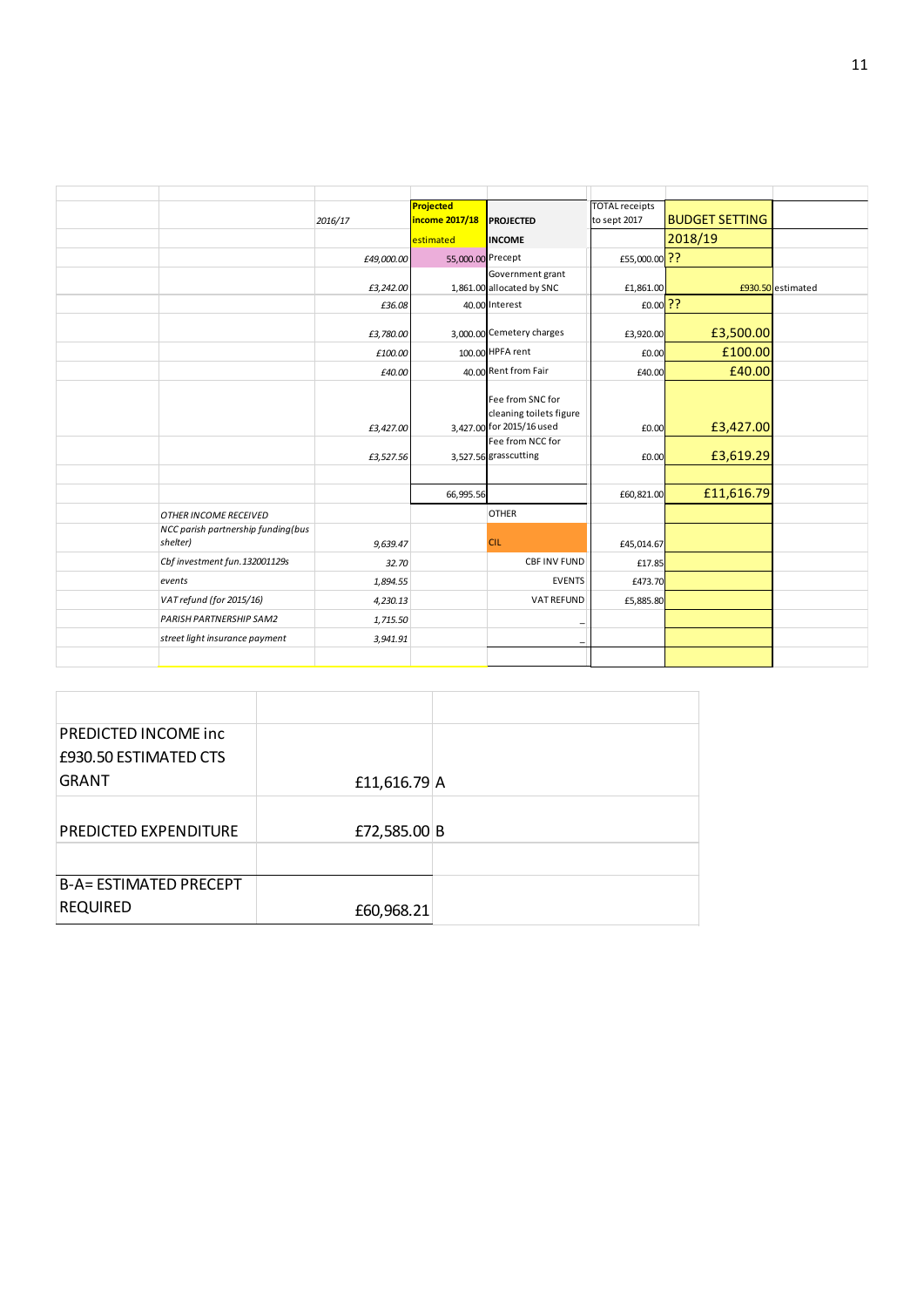| | | | | | | | |
|---|---|---|---|---|---|---|---|
| | | *2016/17* | **Projected income 2017/18** | **PROJECTED** | TOTAL receipts to sept 2017 | BUDGET SETTING | |
| | | | estimated | **INCOME** | | 2018/19 | |
| | | *£49,000.00* | 55,000.00 | Precept | £55,000.00 | ?? | |
| | | *£3,242.00* | 1,861.00 | Government grant allocated by SNC | £1,861.00 | | £930.50 estimated |
| | | *£36.08* | 40.00 | Interest | £0.00 | ?? | |
| | | *£3,780.00* | 3,000.00 | Cemetery charges | £3,920.00 | £3,500.00 | |
| | | *£100.00* | 100.00 | HPFA rent | £0.00 | £100.00 | |
| | | *£40.00* | 40.00 | Rent from Fair | £40.00 | £40.00 | |
| | | *£3,427.00* | 3,427.00 | Fee from SNC for cleaning toilets figure for 2015/16 used | £0.00 | £3,427.00 | |
| | | *£3,527.56* | 3,527.56 | Fee from NCC for grasscutting | £0.00 | £3,619.29 | |
| | | | | | | | |
| | | | 66,995.56 | | £60,821.00 | £11,616.79 | |
| | *OTHER INCOME RECEIVED* | | | OTHER | | | |
| | *NCC parish partnership funding(bus shelter)* | *9,639.47* | | CIL | £45,014.67 | | |
| | *Cbf investment fun.132001129s* | *32.70* | | CBF INV FUND | £17.85 | | |
| | *events* | *1,894.55* | | EVENTS | £473.70 | | |
| | *VAT refund (for 2015/16)* | *4,230.13* | | VAT REFUND | £5,885.80 | | |
| | *PARISH PARTNERSHIP SAM2* | *1,715.50* | | - | | | |
| | *street light insurance payment* | *3,941.91* | | - | | | |

| | | |
|---|---|---|
| PREDICTED INCOME inc £930.50 ESTIMATED CTS GRANT | £11,616.79 | A |
| PREDICTED EXPENDITURE | £72,585.00 | B |
| | | |
| B-A= ESTIMATED PRECEPT REQUIRED | £60,968.21 | |